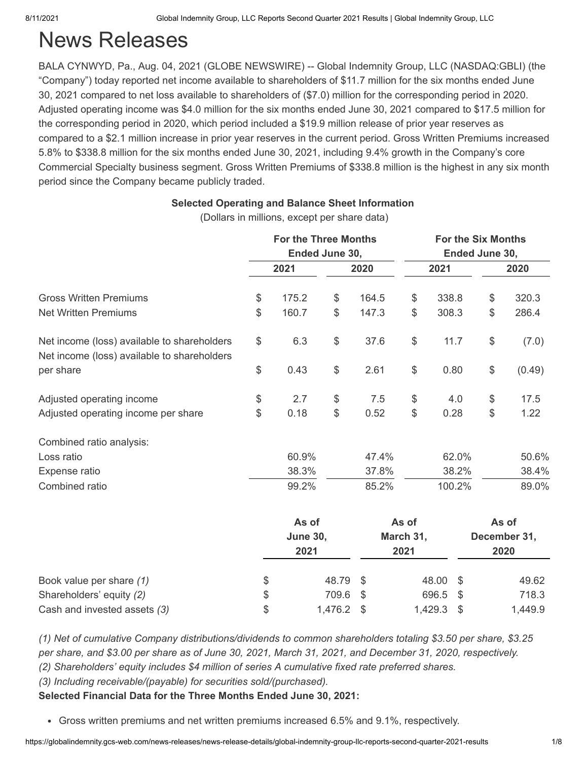# News Releases

BALA CYNWYD, Pa., Aug. 04, 2021 (GLOBE NEWSWIRE) -- Global Indemnity Group, LLC (NASDAQ:GBLI) (the "Company") today reported net income available to shareholders of $11.7 million for the six months ended June 30, 2021 compared to net loss available to shareholders of ($7.0) million for the corresponding period in 2020. Adjusted operating income was $4.0 million for the six months ended June 30, 2021 compared to $17.5 million for the corresponding period in 2020, which period included a $19.9 million release of prior year reserves as compared to a $2.1 million increase in prior year reserves in the current period. Gross Written Premiums increased 5.8% to $338.8 million for the six months ended June 30, 2021, including 9.4% growth in the Company's core Commercial Specialty business segment. Gross Written Premiums of $338.8 million is the highest in any six month period since the Company became publicly traded.

**Selected Operating and Balance Sheet Information**

(Dollars in millions, except per share data)

| | For the Three Months Ended June 30, | | For the Six Months Ended June 30, | |
|---|---|---|---|---|
| | 2021 | 2020 | 2021 | 2020 |
| Gross Written Premiums | $ 175.2 | $ 164.5 | $ 338.8 | $ 320.3 |
| Net Written Premiums | $ 160.7 | $ 147.3 | $ 308.3 | $ 286.4 |
| Net income (loss) available to shareholders | $ 6.3 | $ 37.6 | $ 11.7 | $ (7.0) |
| Net income (loss) available to shareholders per share | $ 0.43 | $ 2.61 | $ 0.80 | $ (0.49) |
| Adjusted operating income | $ 2.7 | $ 7.5 | $ 4.0 | $ 17.5 |
| Adjusted operating income per share | $ 0.18 | $ 0.52 | $ 0.28 | $ 1.22 |
| Combined ratio analysis: | | | | |
| Loss ratio | 60.9% | 47.4% | 62.0% | 50.6% |
| Expense ratio | 38.3% | 37.8% | 38.2% | 38.4% |
| Combined ratio | 99.2% | 85.2% | 100.2% | 89.0% |

| | As of June 30, 2021 | As of March 31, 2021 | As of December 31, 2020 |
|---|---|---|---|
| Book value per share *(1)* | $ 48.79 | $ 48.00 | $ 49.62 |
| Shareholders' equity *(2)* | $ 709.6 | $ 696.5 | $ 718.3 |
| Cash and invested assets *(3)* | $ 1,476.2 | $ 1,429.3 | $ 1,449.9 |

*(1) Net of cumulative Company distributions/dividends to common shareholders totaling $3.50 per share, $3.25 per share, and $3.00 per share as of June 30, 2021, March 31, 2021, and December 31, 2020, respectively.*

*(2) Shareholders' equity includes $4 million of series A cumulative fixed rate preferred shares.*

*(3) Including receivable/(payable) for securities sold/(purchased).*

**Selected Financial Data for the Three Months Ended June 30, 2021:**

- Gross written premiums and net written premiums increased 6.5% and 9.1%, respectively.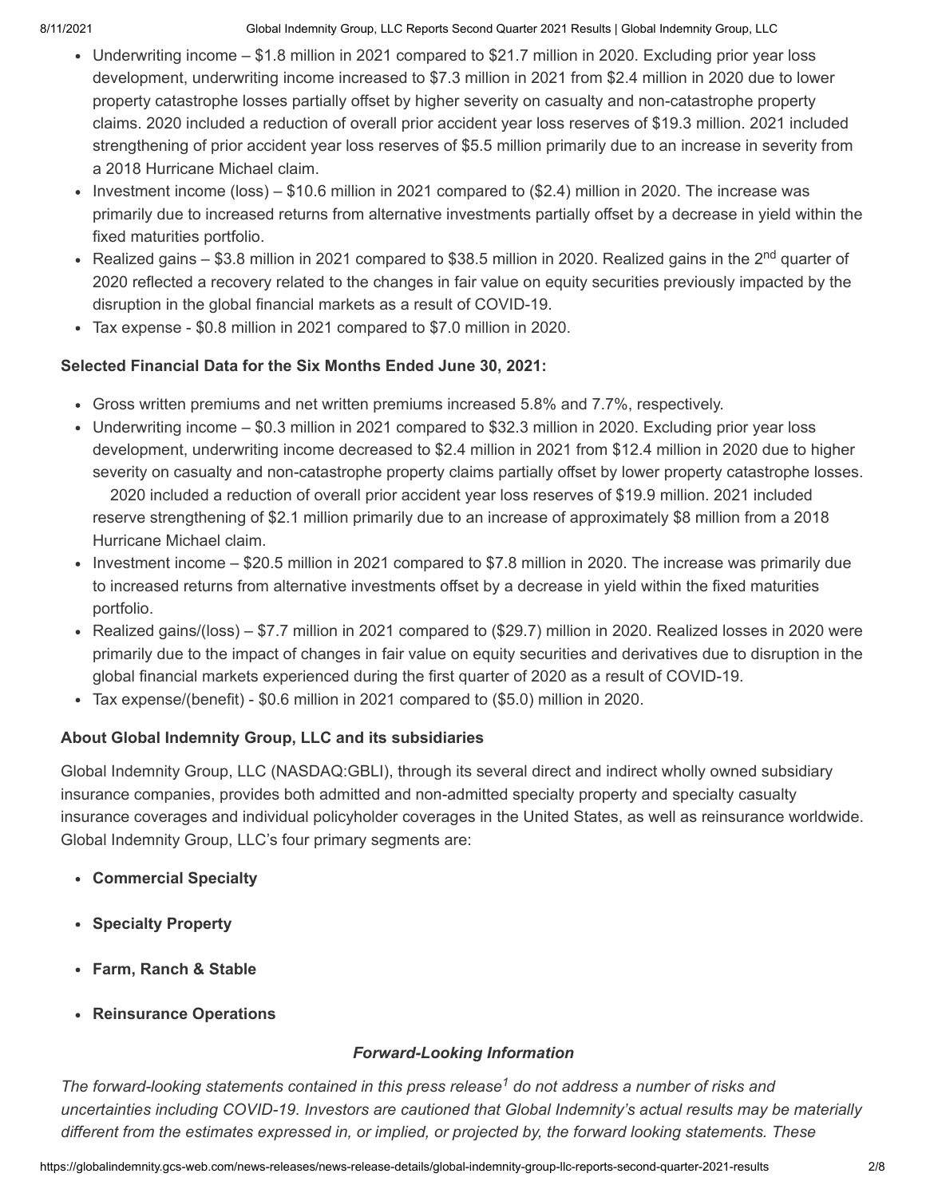- Underwriting income – $1.8 million in 2021 compared to $21.7 million in 2020. Excluding prior year loss development, underwriting income increased to $7.3 million in 2021 from $2.4 million in 2020 due to lower property catastrophe losses partially offset by higher severity on casualty and non-catastrophe property claims. 2020 included a reduction of overall prior accident year loss reserves of $19.3 million. 2021 included strengthening of prior accident year loss reserves of $5.5 million primarily due to an increase in severity from a 2018 Hurricane Michael claim.
- Investment income (loss) – $10.6 million in 2021 compared to ($2.4) million in 2020. The increase was primarily due to increased returns from alternative investments partially offset by a decrease in yield within the fixed maturities portfolio.
- Realized gains – $3.8 million in 2021 compared to $38.5 million in 2020. Realized gains in the 2nd quarter of 2020 reflected a recovery related to the changes in fair value on equity securities previously impacted by the disruption in the global financial markets as a result of COVID-19.
- Tax expense - $0.8 million in 2021 compared to $7.0 million in 2020.

**Selected Financial Data for the Six Months Ended June 30, 2021:**

- Gross written premiums and net written premiums increased 5.8% and 7.7%, respectively.
- Underwriting income – $0.3 million in 2021 compared to $32.3 million in 2020. Excluding prior year loss development, underwriting income decreased to $2.4 million in 2021 from $12.4 million in 2020 due to higher severity on casualty and non-catastrophe property claims partially offset by lower property catastrophe losses. 2020 included a reduction of overall prior accident year loss reserves of $19.9 million. 2021 included reserve strengthening of $2.1 million primarily due to an increase of approximately $8 million from a 2018 Hurricane Michael claim.
- Investment income – $20.5 million in 2021 compared to $7.8 million in 2020. The increase was primarily due to increased returns from alternative investments offset by a decrease in yield within the fixed maturities portfolio.
- Realized gains/(loss) – $7.7 million in 2021 compared to ($29.7) million in 2020. Realized losses in 2020 were primarily due to the impact of changes in fair value on equity securities and derivatives due to disruption in the global financial markets experienced during the first quarter of 2020 as a result of COVID-19.
- Tax expense/(benefit) - $0.6 million in 2021 compared to ($5.0) million in 2020.

**About Global Indemnity Group, LLC and its subsidiaries**

Global Indemnity Group, LLC (NASDAQ:GBLI), through its several direct and indirect wholly owned subsidiary insurance companies, provides both admitted and non-admitted specialty property and specialty casualty insurance coverages and individual policyholder coverages in the United States, as well as reinsurance worldwide. Global Indemnity Group, LLC's four primary segments are:

- **Commercial Specialty**
- **Specialty Property**
- **Farm, Ranch & Stable**
- **Reinsurance Operations**

***Forward-Looking Information***

*The forward-looking statements contained in this press release[1] do not address a number of risks and uncertainties including COVID-19. Investors are cautioned that Global Indemnity's actual results may be materially different from the estimates expressed in, or implied, or projected by, the forward looking statements. These*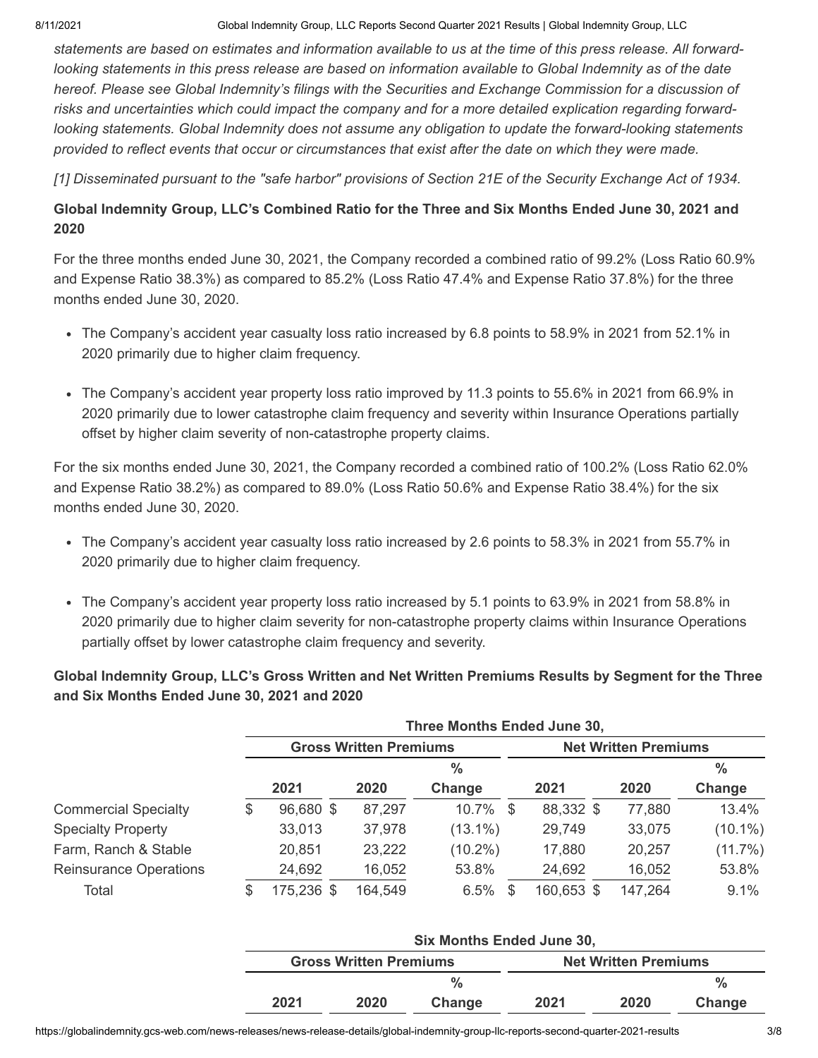*statements are based on estimates and information available to us at the time of this press release. All forward-looking statements in this press release are based on information available to Global Indemnity as of the date hereof. Please see Global Indemnity's filings with the Securities and Exchange Commission for a discussion of risks and uncertainties which could impact the company and for a more detailed explication regarding forward-looking statements. Global Indemnity does not assume any obligation to update the forward-looking statements provided to reflect events that occur or circumstances that exist after the date on which they were made.*

*[1] Disseminated pursuant to the "safe harbor" provisions of Section 21E of the Security Exchange Act of 1934.*

**Global Indemnity Group, LLC's Combined Ratio for the Three and Six Months Ended June 30, 2021 and 2020**

For the three months ended June 30, 2021, the Company recorded a combined ratio of 99.2% (Loss Ratio 60.9% and Expense Ratio 38.3%) as compared to 85.2% (Loss Ratio 47.4% and Expense Ratio 37.8%) for the three months ended June 30, 2020.

- The Company's accident year casualty loss ratio increased by 6.8 points to 58.9% in 2021 from 52.1% in 2020 primarily due to higher claim frequency.
- The Company's accident year property loss ratio improved by 11.3 points to 55.6% in 2021 from 66.9% in 2020 primarily due to lower catastrophe claim frequency and severity within Insurance Operations partially offset by higher claim severity of non-catastrophe property claims.

For the six months ended June 30, 2021, the Company recorded a combined ratio of 100.2% (Loss Ratio 62.0% and Expense Ratio 38.2%) as compared to 89.0% (Loss Ratio 50.6% and Expense Ratio 38.4%) for the six months ended June 30, 2020.

- The Company's accident year casualty loss ratio increased by 2.6 points to 58.3% in 2021 from 55.7% in 2020 primarily due to higher claim frequency.
- The Company's accident year property loss ratio increased by 5.1 points to 63.9% in 2021 from 58.8% in 2020 primarily due to higher claim severity for non-catastrophe property claims within Insurance Operations partially offset by lower catastrophe claim frequency and severity.

**Global Indemnity Group, LLC's Gross Written and Net Written Premiums Results by Segment for the Three and Six Months Ended June 30, 2021 and 2020**

| | Three Months Ended June 30, | | | | | |
|---|---|---|---|---|---|---|
| | Gross Written Premiums | | | Net Written Premiums | | |
| | 2021 | 2020 | % Change | 2021 | 2020 | % Change |
| Commercial Specialty | $ 96,680 | $ 87,297 | 10.7% | $ 88,332 | $ 77,880 | 13.4% |
| Specialty Property | 33,013 | 37,978 | (13.1%) | 29,749 | 33,075 | (10.1%) |
| Farm, Ranch & Stable | 20,851 | 23,222 | (10.2%) | 17,880 | 20,257 | (11.7%) |
| Reinsurance Operations | 24,692 | 16,052 | 53.8% | 24,692 | 16,052 | 53.8% |
| Total | $ 175,236 | $ 164,549 | 6.5% | $ 160,653 | $ 147,264 | 9.1% |

| | Six Months Ended June 30, | | | | | |
|---|---|---|---|---|---|---|
| | Gross Written Premiums | | | Net Written Premiums | | |
| | 2021 | 2020 | % Change | 2021 | 2020 | % Change |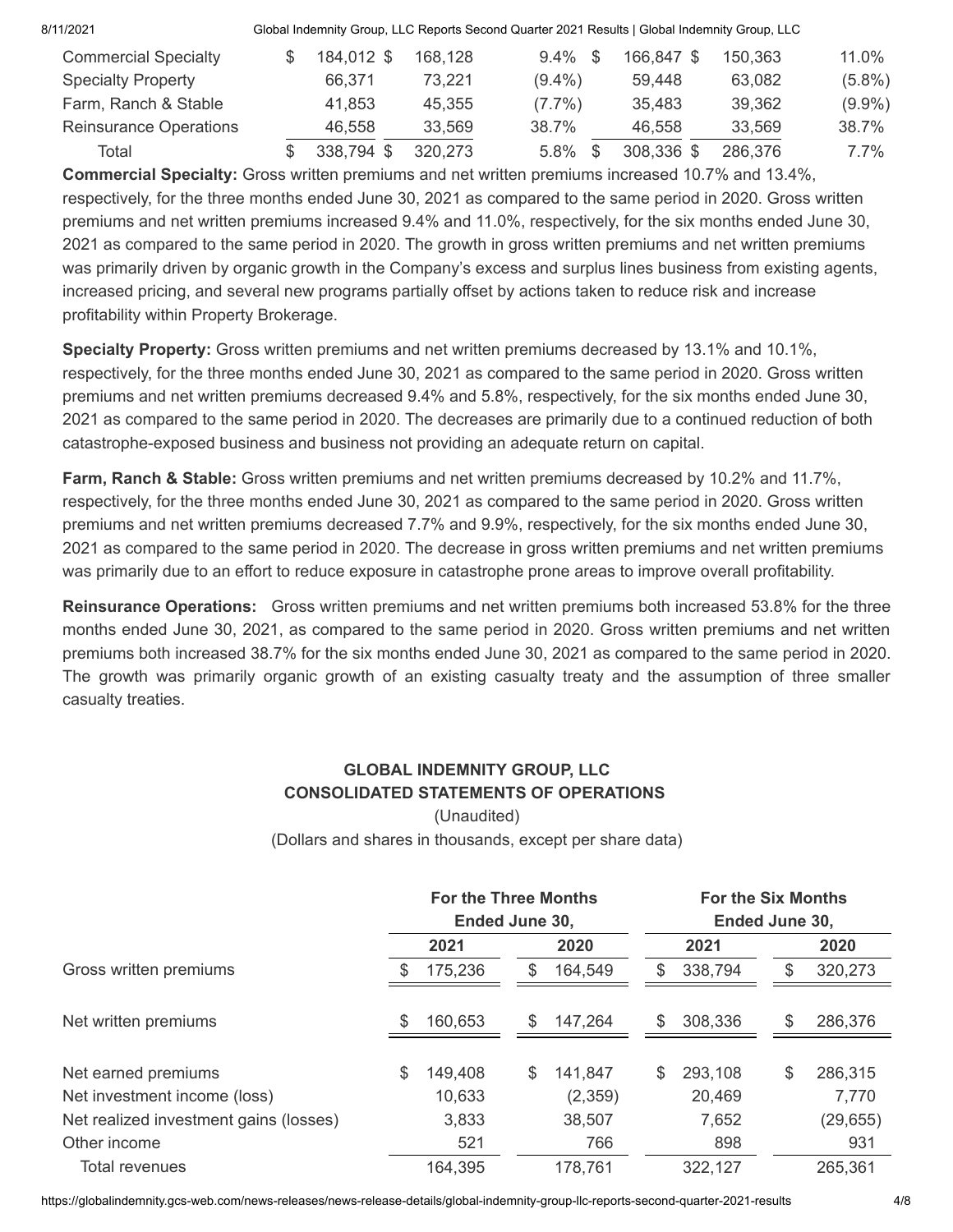| | | | | | | |
|---|---|---|---|---|---|---|
| Commercial Specialty | $ 184,012 | $ 168,128 | 9.4% | $ 166,847 | $ 150,363 | 11.0% |
| Specialty Property | 66,371 | 73,221 | (9.4%) | 59,448 | 63,082 | (5.8%) |
| Farm, Ranch & Stable | 41,853 | 45,355 | (7.7%) | 35,483 | 39,362 | (9.9%) |
| Reinsurance Operations | 46,558 | 33,569 | 38.7% | 46,558 | 33,569 | 38.7% |
| Total | $ 338,794 | $ 320,273 | 5.8% | $ 308,336 | $ 286,376 | 7.7% |

**Commercial Specialty:** Gross written premiums and net written premiums increased 10.7% and 13.4%, respectively, for the three months ended June 30, 2021 as compared to the same period in 2020. Gross written premiums and net written premiums increased 9.4% and 11.0%, respectively, for the six months ended June 30, 2021 as compared to the same period in 2020. The growth in gross written premiums and net written premiums was primarily driven by organic growth in the Company's excess and surplus lines business from existing agents, increased pricing, and several new programs partially offset by actions taken to reduce risk and increase profitability within Property Brokerage.

**Specialty Property:** Gross written premiums and net written premiums decreased by 13.1% and 10.1%, respectively, for the three months ended June 30, 2021 as compared to the same period in 2020. Gross written premiums and net written premiums decreased 9.4% and 5.8%, respectively, for the six months ended June 30, 2021 as compared to the same period in 2020. The decreases are primarily due to a continued reduction of both catastrophe-exposed business and business not providing an adequate return on capital.

**Farm, Ranch & Stable:** Gross written premiums and net written premiums decreased by 10.2% and 11.7%, respectively, for the three months ended June 30, 2021 as compared to the same period in 2020. Gross written premiums and net written premiums decreased 7.7% and 9.9%, respectively, for the six months ended June 30, 2021 as compared to the same period in 2020. The decrease in gross written premiums and net written premiums was primarily due to an effort to reduce exposure in catastrophe prone areas to improve overall profitability.

**Reinsurance Operations:** Gross written premiums and net written premiums both increased 53.8% for the three months ended June 30, 2021, as compared to the same period in 2020. Gross written premiums and net written premiums both increased 38.7% for the six months ended June 30, 2021 as compared to the same period in 2020. The growth was primarily organic growth of an existing casualty treaty and the assumption of three smaller casualty treaties.

**GLOBAL INDEMNITY GROUP, LLC**
**CONSOLIDATED STATEMENTS OF OPERATIONS**

(Unaudited)

(Dollars and shares in thousands, except per share data)

| | For the Three Months Ended June 30, | | For the Six Months Ended June 30, | |
|---|---|---|---|---|
| | 2021 | 2020 | 2021 | 2020 |
| Gross written premiums | $ 175,236 | $ 164,549 | $ 338,794 | $ 320,273 |
| Net written premiums | $ 160,653 | $ 147,264 | $ 308,336 | $ 286,376 |
| Net earned premiums | $ 149,408 | $ 141,847 | $ 293,108 | $ 286,315 |
| Net investment income (loss) | 10,633 | (2,359) | 20,469 | 7,770 |
| Net realized investment gains (losses) | 3,833 | 38,507 | 7,652 | (29,655) |
| Other income | 521 | 766 | 898 | 931 |
| Total revenues | 164,395 | 178,761 | 322,127 | 265,361 |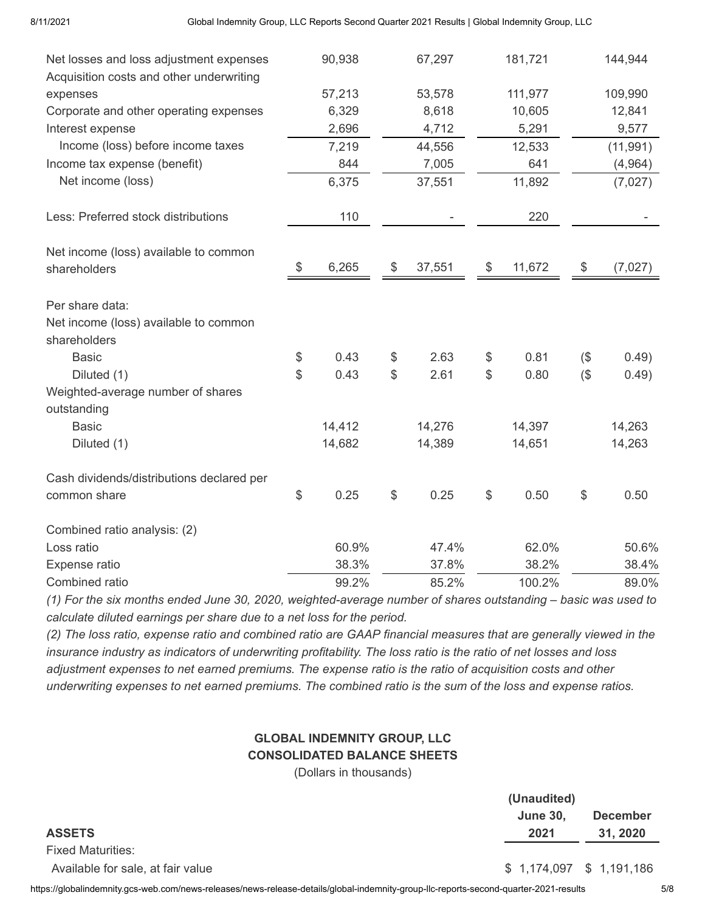| | | | | |
|---|---|---|---|---|
| Net losses and loss adjustment expenses | 90,938 | 67,297 | 181,721 | 144,944 |
| Acquisition costs and other underwriting expenses | 57,213 | 53,578 | 111,977 | 109,990 |
| Corporate and other operating expenses | 6,329 | 8,618 | 10,605 | 12,841 |
| Interest expense | 2,696 | 4,712 | 5,291 | 9,577 |
| Income (loss) before income taxes | 7,219 | 44,556 | 12,533 | (11,991) |
| Income tax expense (benefit) | 844 | 7,005 | 641 | (4,964) |
| Net income (loss) | 6,375 | 37,551 | 11,892 | (7,027) |
| Less: Preferred stock distributions | 110 | - | 220 | - |
| Net income (loss) available to common shareholders | $ 6,265 | $ 37,551 | $ 11,672 | $ (7,027) |
| Per share data: | | | | |
| Net income (loss) available to common shareholders | | | | |
| Basic | $ 0.43 | $ 2.63 | $ 0.81 | ($ 0.49) |
| Diluted (1) | $ 0.43 | $ 2.61 | $ 0.80 | ($ 0.49) |
| Weighted-average number of shares outstanding | | | | |
| Basic | 14,412 | 14,276 | 14,397 | 14,263 |
| Diluted (1) | 14,682 | 14,389 | 14,651 | 14,263 |
| Cash dividends/distributions declared per common share | $ 0.25 | $ 0.25 | $ 0.50 | $ 0.50 |
| Combined ratio analysis: (2) | | | | |
| Loss ratio | 60.9% | 47.4% | 62.0% | 50.6% |
| Expense ratio | 38.3% | 37.8% | 38.2% | 38.4% |
| Combined ratio | 99.2% | 85.2% | 100.2% | 89.0% |

*(1) For the six months ended June 30, 2020, weighted-average number of shares outstanding – basic was used to calculate diluted earnings per share due to a net loss for the period.*

*(2) The loss ratio, expense ratio and combined ratio are GAAP financial measures that are generally viewed in the insurance industry as indicators of underwriting profitability. The loss ratio is the ratio of net losses and loss adjustment expenses to net earned premiums. The expense ratio is the ratio of acquisition costs and other underwriting expenses to net earned premiums. The combined ratio is the sum of the loss and expense ratios.*

## GLOBAL INDEMNITY GROUP, LLC
## CONSOLIDATED BALANCE SHEETS

(Dollars in thousands)

| ASSETS | (Unaudited) June 30, 2021 | December 31, 2020 |
|---|---|---|
| Fixed Maturities: | | |
| Available for sale, at fair value | $ 1,174,097 | $ 1,191,186 |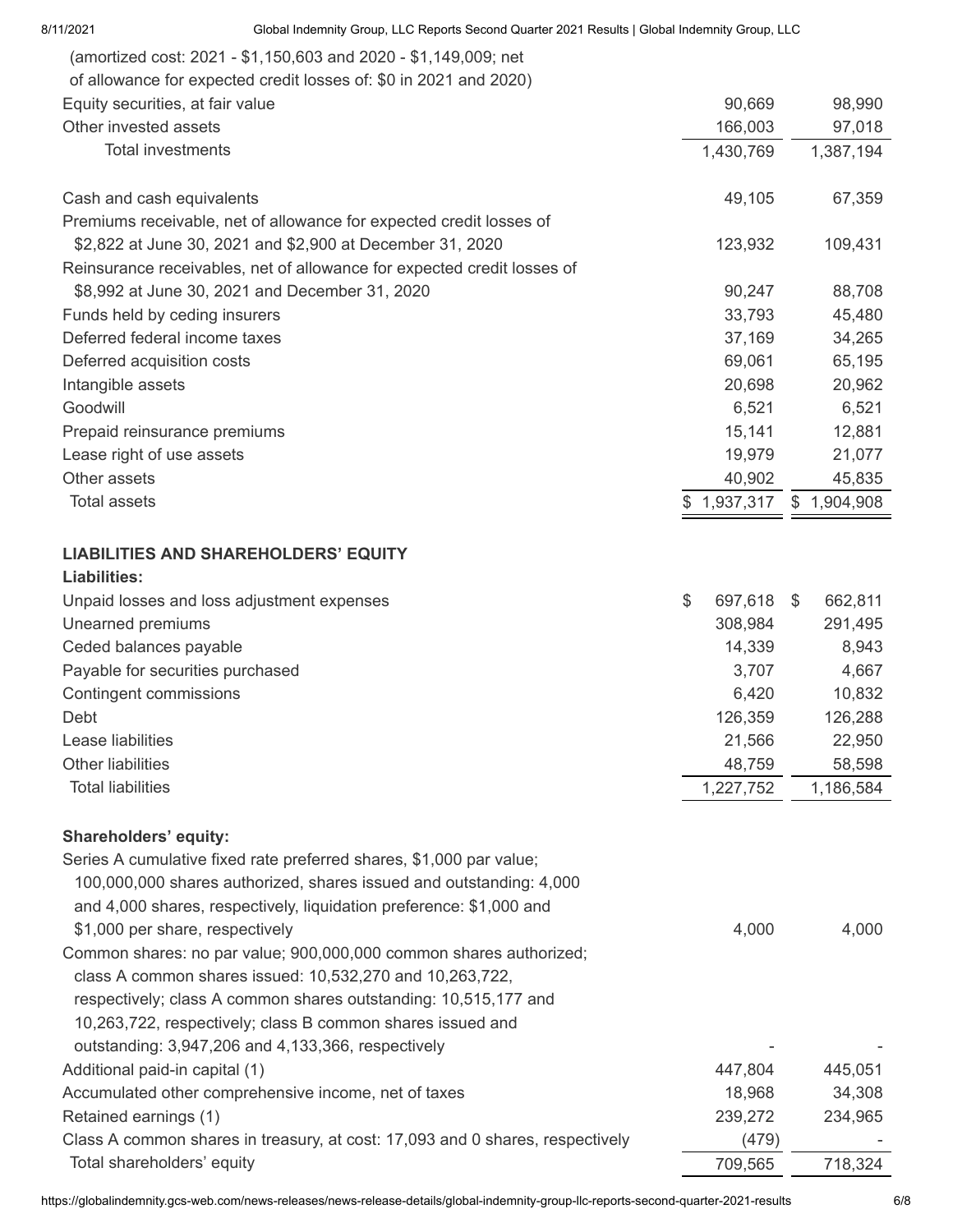| | | |
|---|---|---|
| (amortized cost: 2021 - $1,150,603 and 2020 - $1,149,009; net of allowance for expected credit losses of: $0 in 2021 and 2020) | | |
| Equity securities, at fair value | 90,669 | 98,990 |
| Other invested assets | 166,003 | 97,018 |
| Total investments | 1,430,769 | 1,387,194 |
| | | |
| Cash and cash equivalents | 49,105 | 67,359 |
| Premiums receivable, net of allowance for expected credit losses of $2,822 at June 30, 2021 and $2,900 at December 31, 2020 | 123,932 | 109,431 |
| Reinsurance receivables, net of allowance for expected credit losses of $8,992 at June 30, 2021 and December 31, 2020 | 90,247 | 88,708 |
| Funds held by ceding insurers | 33,793 | 45,480 |
| Deferred federal income taxes | 37,169 | 34,265 |
| Deferred acquisition costs | 69,061 | 65,195 |
| Intangible assets | 20,698 | 20,962 |
| Goodwill | 6,521 | 6,521 |
| Prepaid reinsurance premiums | 15,141 | 12,881 |
| Lease right of use assets | 19,979 | 21,077 |
| Other assets | 40,902 | 45,835 |
| Total assets | $ 1,937,317 | $ 1,904,908 |
| | | |
| **LIABILITIES AND SHAREHOLDERS' EQUITY** | | |
| **Liabilities:** | | |
| Unpaid losses and loss adjustment expenses | $ 697,618 | $ 662,811 |
| Unearned premiums | 308,984 | 291,495 |
| Ceded balances payable | 14,339 | 8,943 |
| Payable for securities purchased | 3,707 | 4,667 |
| Contingent commissions | 6,420 | 10,832 |
| Debt | 126,359 | 126,288 |
| Lease liabilities | 21,566 | 22,950 |
| Other liabilities | 48,759 | 58,598 |
| Total liabilities | 1,227,752 | 1,186,584 |
| | | |
| **Shareholders' equity:** | | |
| Series A cumulative fixed rate preferred shares, $1,000 par value; 100,000,000 shares authorized, shares issued and outstanding: 4,000 and 4,000 shares, respectively, liquidation preference: $1,000 and $1,000 per share, respectively | 4,000 | 4,000 |
| Common shares: no par value; 900,000,000 common shares authorized; class A common shares issued: 10,532,270 and 10,263,722, respectively; class A common shares outstanding: 10,515,177 and 10,263,722, respectively; class B common shares issued and outstanding: 3,947,206 and 4,133,366, respectively | - | - |
| Additional paid-in capital (1) | 447,804 | 445,051 |
| Accumulated other comprehensive income, net of taxes | 18,968 | 34,308 |
| Retained earnings (1) | 239,272 | 234,965 |
| Class A common shares in treasury, at cost: 17,093 and 0 shares, respectively | (479) | - |
| Total shareholders' equity | 709,565 | 718,324 |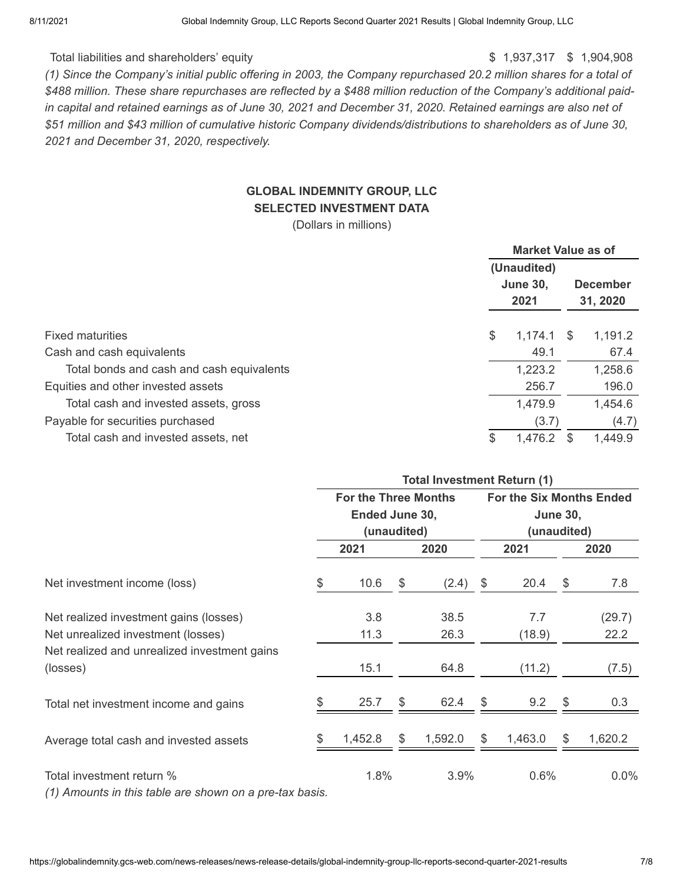| Total liabilities and shareholders' equity | $ 1,937,317 | $ 1,904,908 |
|---|---|---|

*(1) Since the Company's initial public offering in 2003, the Company repurchased 20.2 million shares for a total of $488 million. These share repurchases are reflected by a $488 million reduction of the Company's additional paid-in capital and retained earnings as of June 30, 2021 and December 31, 2020. Retained earnings are also net of $51 million and $43 million of cumulative historic Company dividends/distributions to shareholders as of June 30, 2021 and December 31, 2020, respectively.*

**GLOBAL INDEMNITY GROUP, LLC**
**SELECTED INVESTMENT DATA**
(Dollars in millions)

| | **Market Value as of** | |
|---|---|---|
| | **(Unaudited) June 30, 2021** | **December 31, 2020** |
| Fixed maturities | $ 1,174.1 | $ 1,191.2 |
| Cash and cash equivalents | 49.1 | 67.4 |
| Total bonds and cash and cash equivalents | 1,223.2 | 1,258.6 |
| Equities and other invested assets | 256.7 | 196.0 |
| Total cash and invested assets, gross | 1,479.9 | 1,454.6 |
| Payable for securities purchased | (3.7) | (4.7) |
| Total cash and invested assets, net | $ 1,476.2 | $ 1,449.9 |

| | **Total Investment Return (1)** | | | |
|---|---|---|---|---|
| | **For the Three Months Ended June 30, (unaudited)** | | **For the Six Months Ended June 30, (unaudited)** | |
| | **2021** | **2020** | **2021** | **2020** |
| Net investment income (loss) | $ 10.6 | $ (2.4) | $ 20.4 | $ 7.8 |
| Net realized investment gains (losses) | 3.8 | 38.5 | 7.7 | (29.7) |
| Net unrealized investment (losses) | 11.3 | 26.3 | (18.9) | 22.2 |
| Net realized and unrealized investment gains (losses) | 15.1 | 64.8 | (11.2) | (7.5) |
| Total net investment income and gains | $ 25.7 | $ 62.4 | $ 9.2 | $ 0.3 |
| Average total cash and invested assets | $ 1,452.8 | $ 1,592.0 | $ 1,463.0 | $ 1,620.2 |
| Total investment return % | 1.8% | 3.9% | 0.6% | 0.0% |

*(1) Amounts in this table are shown on a pre-tax basis.*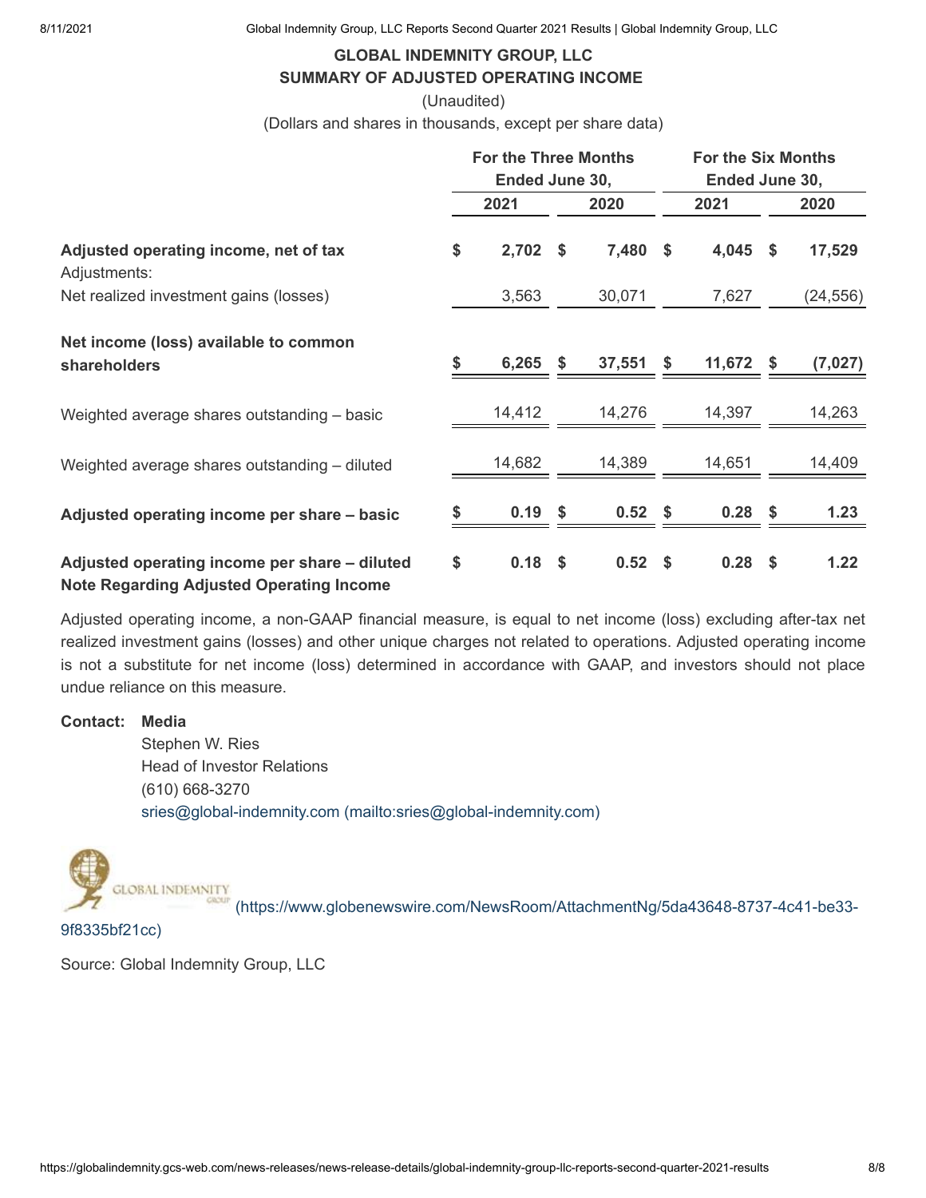**GLOBAL INDEMNITY GROUP, LLC**
**SUMMARY OF ADJUSTED OPERATING INCOME**
(Unaudited)
(Dollars and shares in thousands, except per share data)

| | For the Three Months Ended June 30, | | For the Six Months Ended June 30, | |
|---|---|---|---|---|
| | 2021 | 2020 | 2021 | 2020 |
| **Adjusted operating income, net of tax** | **$ 2,702** | **$ 7,480** | **$ 4,045** | **$ 17,529** |
| Adjustments: | | | | |
| Net realized investment gains (losses) | 3,563 | 30,071 | 7,627 | (24,556) |
| **Net income (loss) available to common shareholders** | **$ 6,265** | **$ 37,551** | **$ 11,672** | **$ (7,027)** |
| Weighted average shares outstanding – basic | 14,412 | 14,276 | 14,397 | 14,263 |
| Weighted average shares outstanding – diluted | 14,682 | 14,389 | 14,651 | 14,409 |
| **Adjusted operating income per share – basic** | **$ 0.19** | **$ 0.52** | **$ 0.28** | **$ 1.23** |
| **Adjusted operating income per share – diluted** | **$ 0.18** | **$ 0.52** | **$ 0.28** | **$ 1.22** |

**Note Regarding Adjusted Operating Income**

Adjusted operating income, a non-GAAP financial measure, is equal to net income (loss) excluding after-tax net realized investment gains (losses) and other unique charges not related to operations. Adjusted operating income is not a substitute for net income (loss) determined in accordance with GAAP, and investors should not place undue reliance on this measure.

**Contact:** **Media**
Stephen W. Ries
Head of Investor Relations
(610) 668-3270
sries@global-indemnity.com (mailto:sries@global-indemnity.com)

(https://www.globenewswire.com/NewsRoom/AttachmentNg/5da43648-8737-4c41-be33-9f8335bf21cc)

Source: Global Indemnity Group, LLC